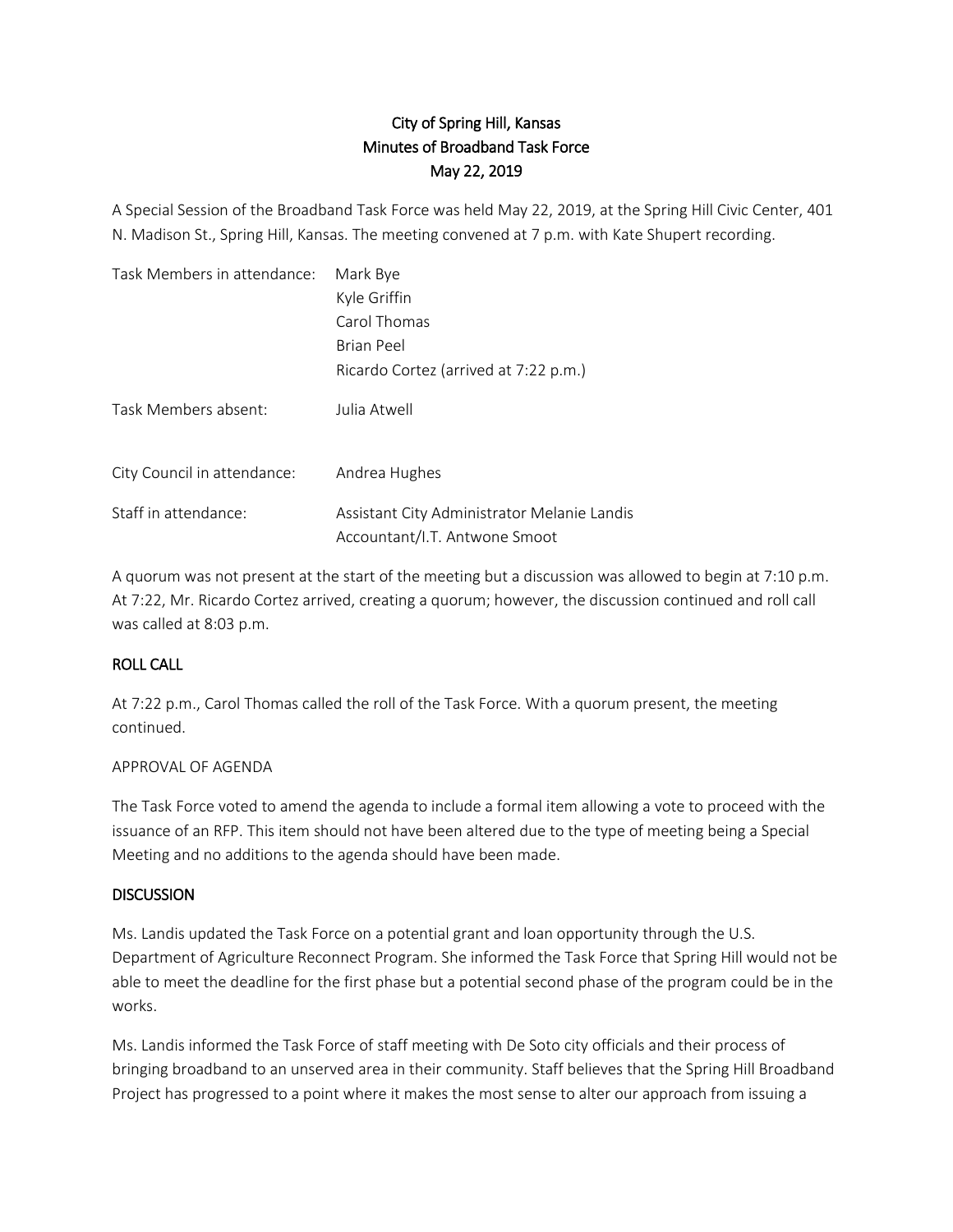# City of Spring Hill, Kansas
# Minutes of Broadband Task Force
# May 22, 2019

A Special Session of the Broadband Task Force was held May 22, 2019, at the Spring Hill Civic Center, 401 N. Madison St., Spring Hill, Kansas. The meeting convened at 7 p.m. with Kate Shupert recording.

| | |
|---|---|
| Task Members in attendance: | Mark Bye<br>Kyle Griffin<br>Carol Thomas<br>Brian Peel<br>Ricardo Cortez (arrived at 7:22 p.m.) |
| Task Members absent: | Julia Atwell |
| City Council in attendance: | Andrea Hughes |
| Staff in attendance: | Assistant City Administrator Melanie Landis<br>Accountant/I.T. Antwone Smoot |

A quorum was not present at the start of the meeting but a discussion was allowed to begin at 7:10 p.m. At 7:22, Mr. Ricardo Cortez arrived, creating a quorum; however, the discussion continued and roll call was called at 8:03 p.m.

## ROLL CALL

At 7:22 p.m., Carol Thomas called the roll of the Task Force. With a quorum present, the meeting continued.

## APPROVAL OF AGENDA

The Task Force voted to amend the agenda to include a formal item allowing a vote to proceed with the issuance of an RFP. This item should not have been altered due to the type of meeting being a Special Meeting and no additions to the agenda should have been made.

## DISCUSSION

Ms. Landis updated the Task Force on a potential grant and loan opportunity through the U.S. Department of Agriculture Reconnect Program. She informed the Task Force that Spring Hill would not be able to meet the deadline for the first phase but a potential second phase of the program could be in the works.

Ms. Landis informed the Task Force of staff meeting with De Soto city officials and their process of bringing broadband to an unserved area in their community. Staff believes that the Spring Hill Broadband Project has progressed to a point where it makes the most sense to alter our approach from issuing a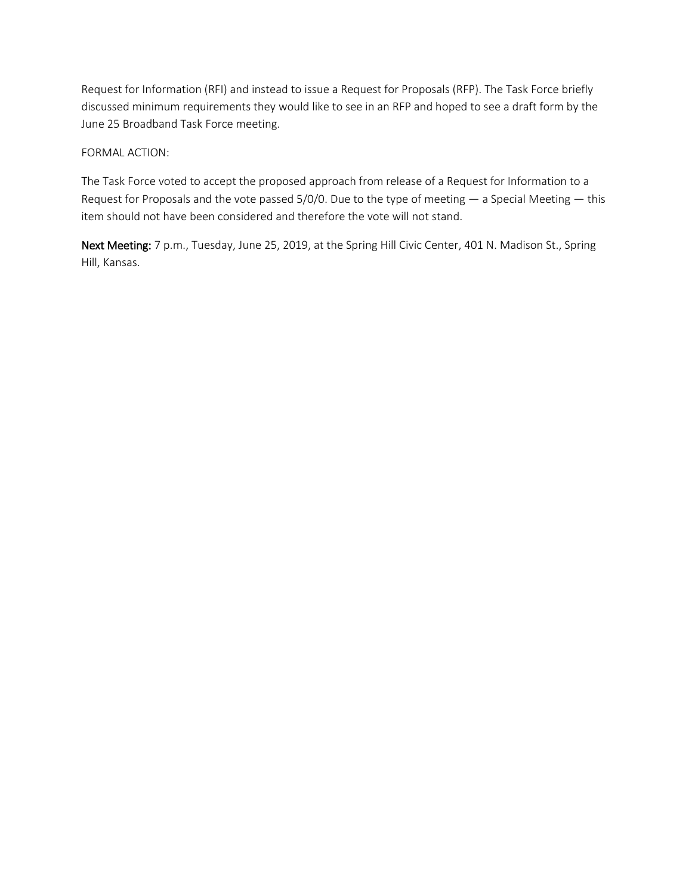Request for Information (RFI) and instead to issue a Request for Proposals (RFP). The Task Force briefly discussed minimum requirements they would like to see in an RFP and hoped to see a draft form by the June 25 Broadband Task Force meeting.

FORMAL ACTION:

The Task Force voted to accept the proposed approach from release of a Request for Information to a Request for Proposals and the vote passed 5/0/0. Due to the type of meeting — a Special Meeting — this item should not have been considered and therefore the vote will not stand.

**Next Meeting:** 7 p.m., Tuesday, June 25, 2019, at the Spring Hill Civic Center, 401 N. Madison St., Spring Hill, Kansas.